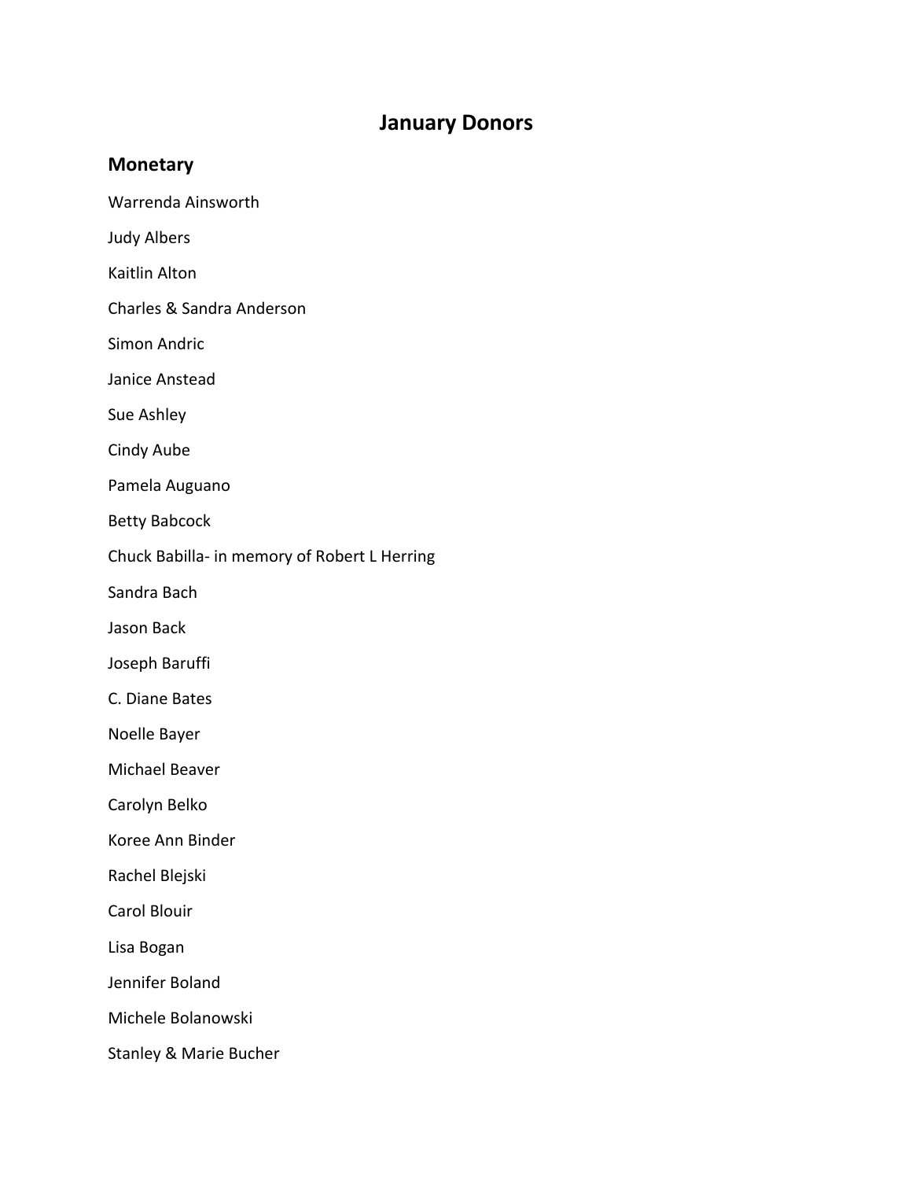# January Donors

## Monetary

Warrenda Ainsworth

Judy Albers

Kaitlin Alton

Charles & Sandra Anderson

Simon Andric

Janice Anstead

Sue Ashley

Cindy Aube

Pamela Auguano

Betty Babcock

Chuck Babilla- in memory of Robert L Herring

Sandra Bach

Jason Back

Joseph Baruffi

C. Diane Bates

Noelle Bayer

Michael Beaver

Carolyn Belko

Koree Ann Binder

Rachel Blejski

Carol Blouir

Lisa Bogan

Jennifer Boland

Michele Bolanowski

Stanley & Marie Bucher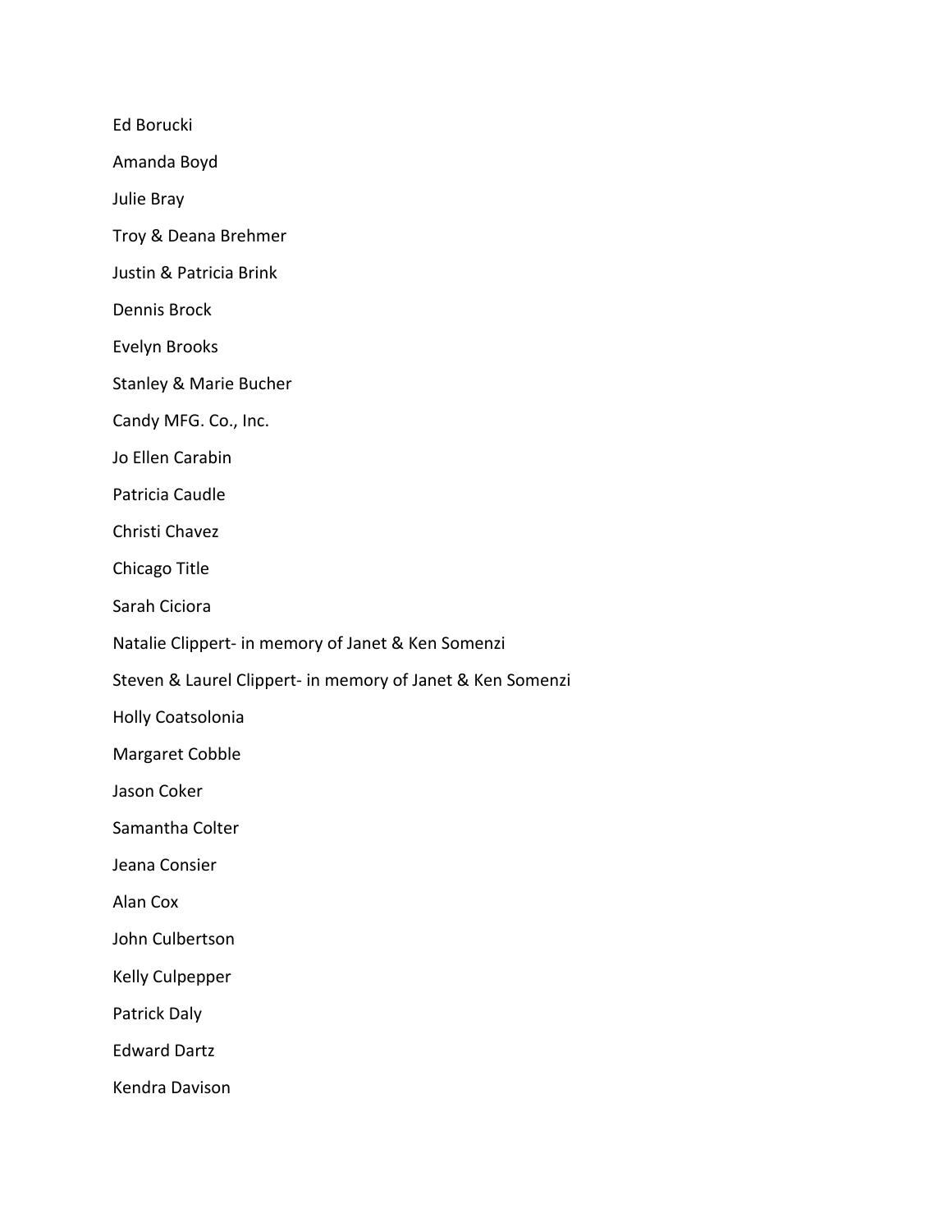Ed Borucki

Amanda Boyd

Julie Bray

Troy & Deana Brehmer

Justin & Patricia Brink

Dennis Brock

Evelyn Brooks

Stanley & Marie Bucher

Candy MFG. Co., Inc.

Jo Ellen Carabin

Patricia Caudle

Christi Chavez

Chicago Title

Sarah Ciciora

Natalie Clippert- in memory of Janet & Ken Somenzi

Steven & Laurel Clippert- in memory of Janet & Ken Somenzi

Holly Coatsolonia

Margaret Cobble

Jason Coker

Samantha Colter

Jeana Consier

Alan Cox

John Culbertson

Kelly Culpepper

Patrick Daly

Edward Dartz

Kendra Davison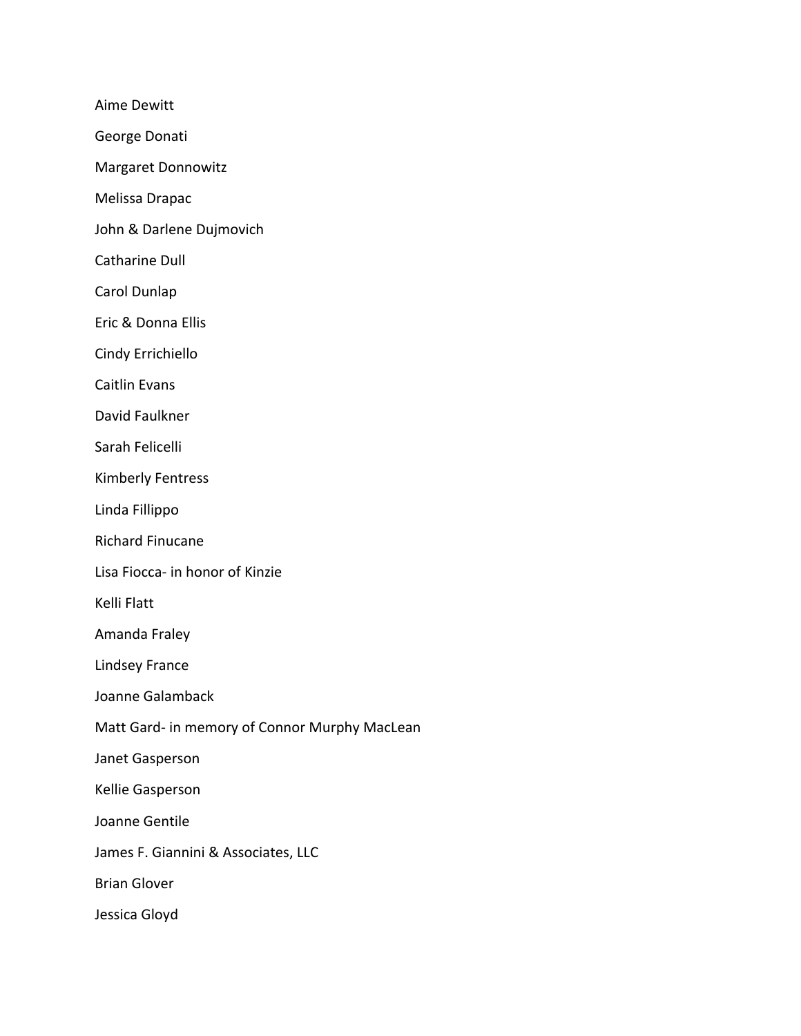Aime Dewitt

George Donati

Margaret Donnowitz

Melissa Drapac

John & Darlene Dujmovich

Catharine Dull

Carol Dunlap

Eric & Donna Ellis

Cindy Errichiello

Caitlin Evans

David Faulkner

Sarah Felicelli

Kimberly Fentress

Linda Fillippo

Richard Finucane

Lisa Fiocca- in honor of Kinzie

Kelli Flatt

Amanda Fraley

Lindsey France

Joanne Galamback

Matt Gard- in memory of Connor Murphy MacLean

Janet Gasperson

Kellie Gasperson

Joanne Gentile

James F. Giannini & Associates, LLC

Brian Glover

Jessica Gloyd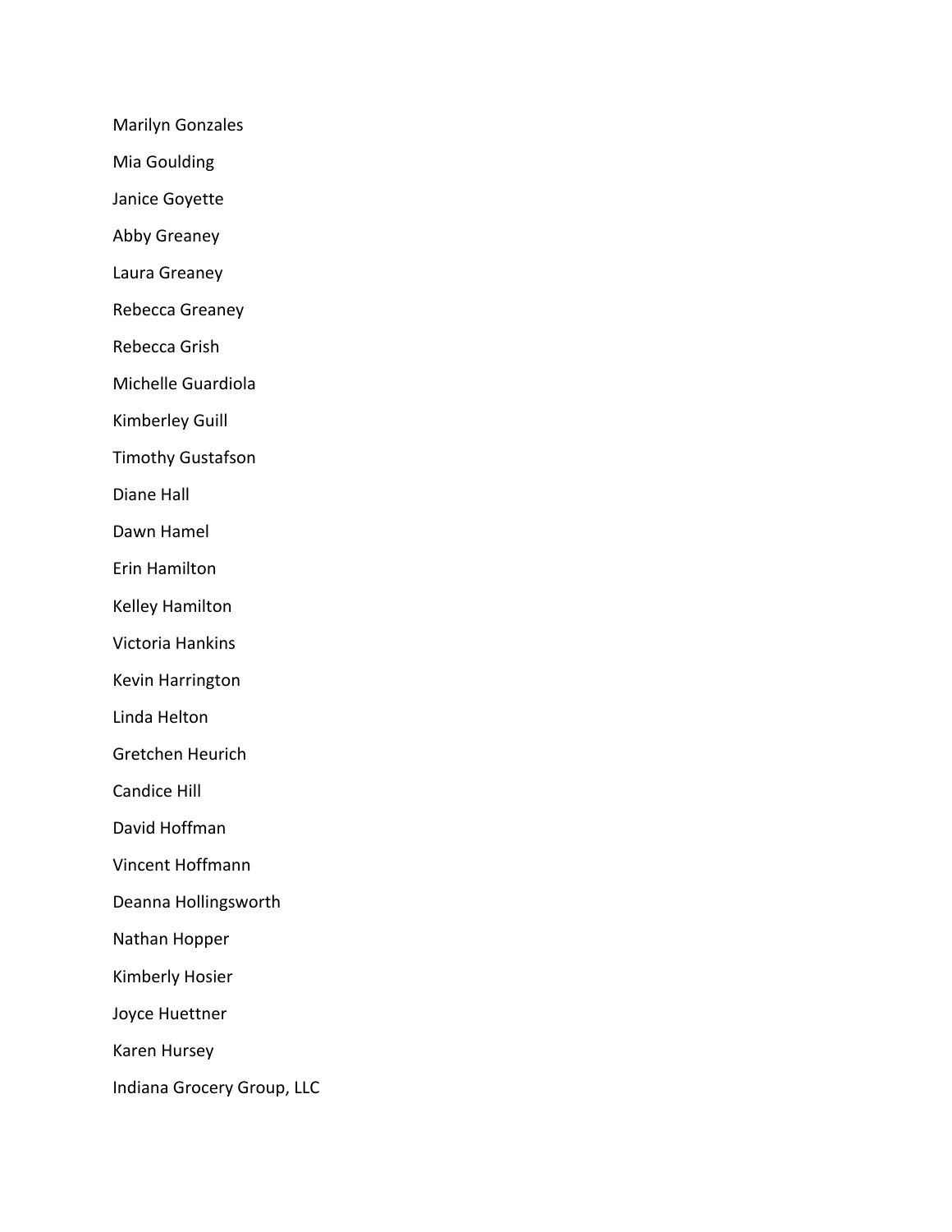Marilyn Gonzales

Mia Goulding

Janice Goyette

Abby Greaney

Laura Greaney

Rebecca Greaney

Rebecca Grish

Michelle Guardiola

Kimberley Guill

Timothy Gustafson

Diane Hall

Dawn Hamel

Erin Hamilton

Kelley Hamilton

Victoria Hankins

Kevin Harrington

Linda Helton

Gretchen Heurich

Candice Hill

David Hoffman

Vincent Hoffmann

Deanna Hollingsworth

Nathan Hopper

Kimberly Hosier

Joyce Huettner

Karen Hursey

Indiana Grocery Group, LLC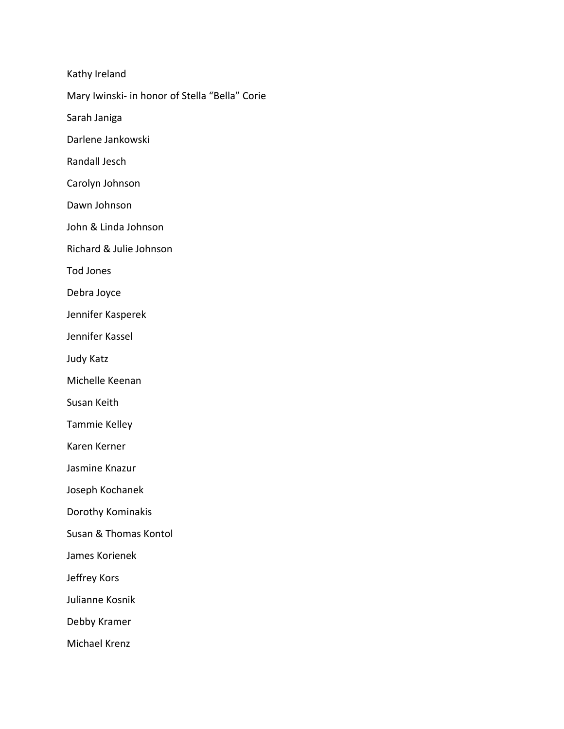Kathy Ireland

Mary Iwinski- in honor of Stella “Bella” Corie

Sarah Janiga

Darlene Jankowski

Randall Jesch

Carolyn Johnson

Dawn Johnson

John & Linda Johnson

Richard & Julie Johnson

Tod Jones

Debra Joyce

Jennifer Kasperek

Jennifer Kassel

Judy Katz

Michelle Keenan

Susan Keith

Tammie Kelley

Karen Kerner

Jasmine Knazur

Joseph Kochanek

Dorothy Kominakis

Susan & Thomas Kontol

James Korienek

Jeffrey Kors

Julianne Kosnik

Debby Kramer

Michael Krenz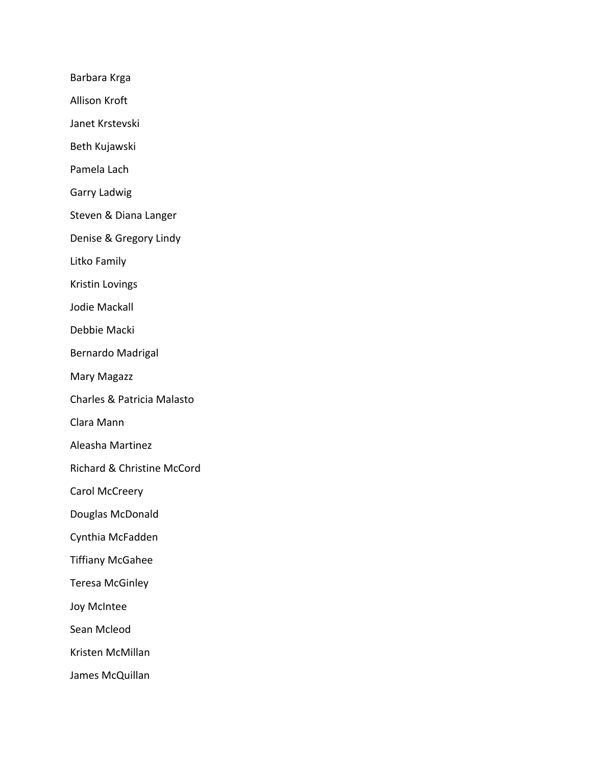Barbara Krga

Allison Kroft

Janet Krstevski

Beth Kujawski

Pamela Lach

Garry Ladwig

Steven & Diana Langer

Denise & Gregory Lindy

Litko Family

Kristin Lovings

Jodie Mackall

Debbie Macki

Bernardo Madrigal

Mary Magazz

Charles & Patricia Malasto

Clara Mann

Aleasha Martinez

Richard & Christine McCord

Carol McCreery

Douglas McDonald

Cynthia McFadden

Tiffiany McGahee

Teresa McGinley

Joy McIntee

Sean Mcleod

Kristen McMillan

James McQuillan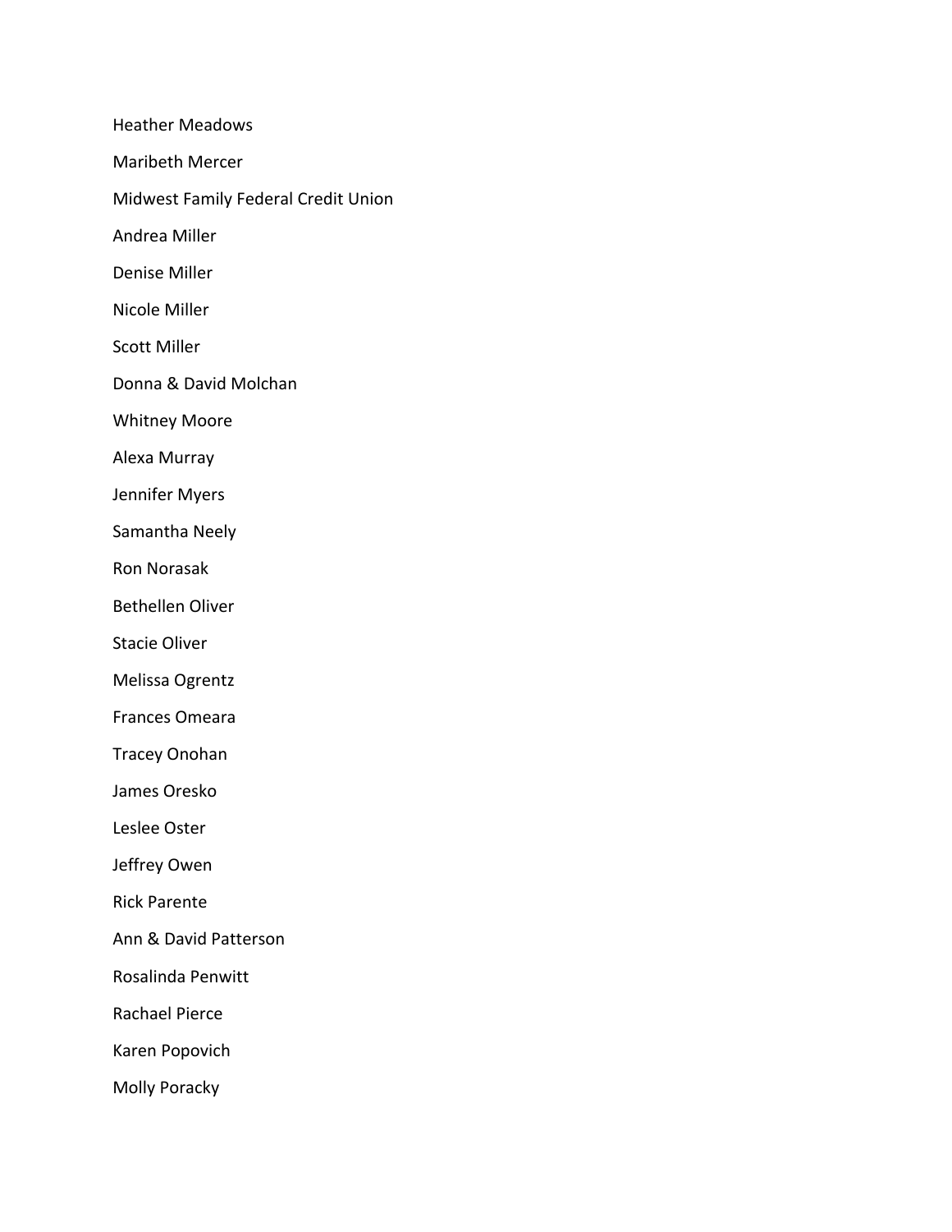Heather Meadows

Maribeth Mercer

Midwest Family Federal Credit Union

Andrea Miller

Denise Miller

Nicole Miller

Scott Miller

Donna & David Molchan

Whitney Moore

Alexa Murray

Jennifer Myers

Samantha Neely

Ron Norasak

Bethellen Oliver

Stacie Oliver

Melissa Ogrentz

Frances Omeara

Tracey Onohan

James Oresko

Leslee Oster

Jeffrey Owen

Rick Parente

Ann & David Patterson

Rosalinda Penwitt

Rachael Pierce

Karen Popovich

Molly Poracky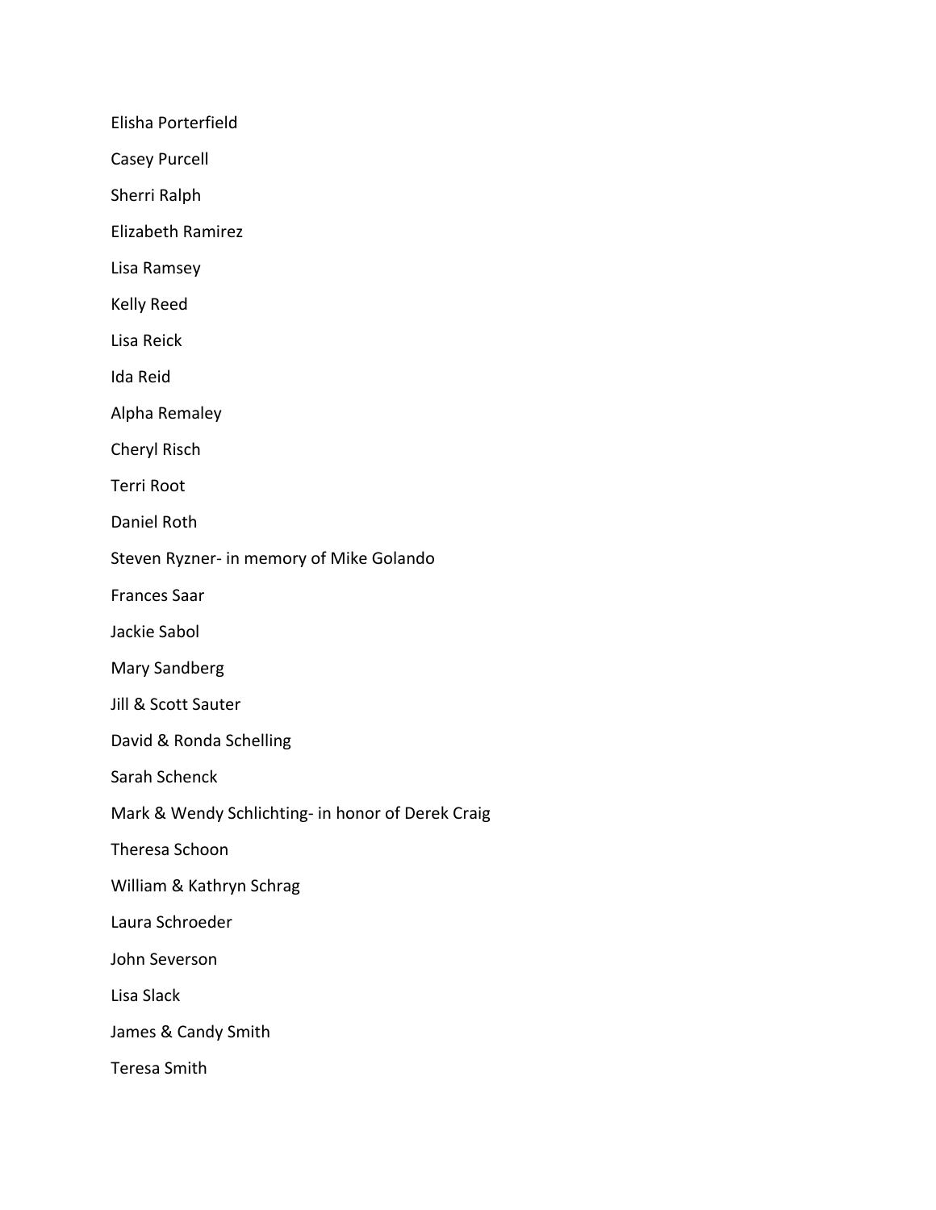Elisha Porterfield

Casey Purcell

Sherri Ralph

Elizabeth Ramirez

Lisa Ramsey

Kelly Reed

Lisa Reick

Ida Reid

Alpha Remaley

Cheryl Risch

Terri Root

Daniel Roth

Steven Ryzner- in memory of Mike Golando

Frances Saar

Jackie Sabol

Mary Sandberg

Jill & Scott Sauter

David & Ronda Schelling

Sarah Schenck

Mark & Wendy Schlichting- in honor of Derek Craig

Theresa Schoon

William & Kathryn Schrag

Laura Schroeder

John Severson

Lisa Slack

James & Candy Smith

Teresa Smith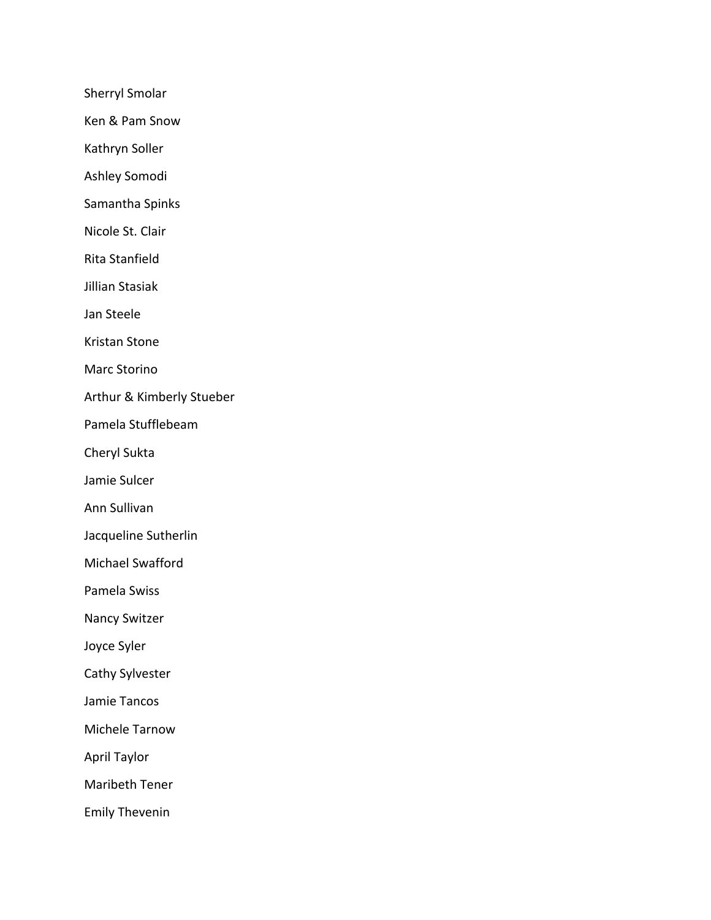Sherryl Smolar

Ken & Pam Snow

Kathryn Soller

Ashley Somodi

Samantha Spinks

Nicole St. Clair

Rita Stanfield

Jillian Stasiak

Jan Steele

Kristan Stone

Marc Storino

Arthur & Kimberly Stueber

Pamela Stufflebeam

Cheryl Sukta

Jamie Sulcer

Ann Sullivan

Jacqueline Sutherlin

Michael Swafford

Pamela Swiss

Nancy Switzer

Joyce Syler

Cathy Sylvester

Jamie Tancos

Michele Tarnow

April Taylor

Maribeth Tener

Emily Thevenin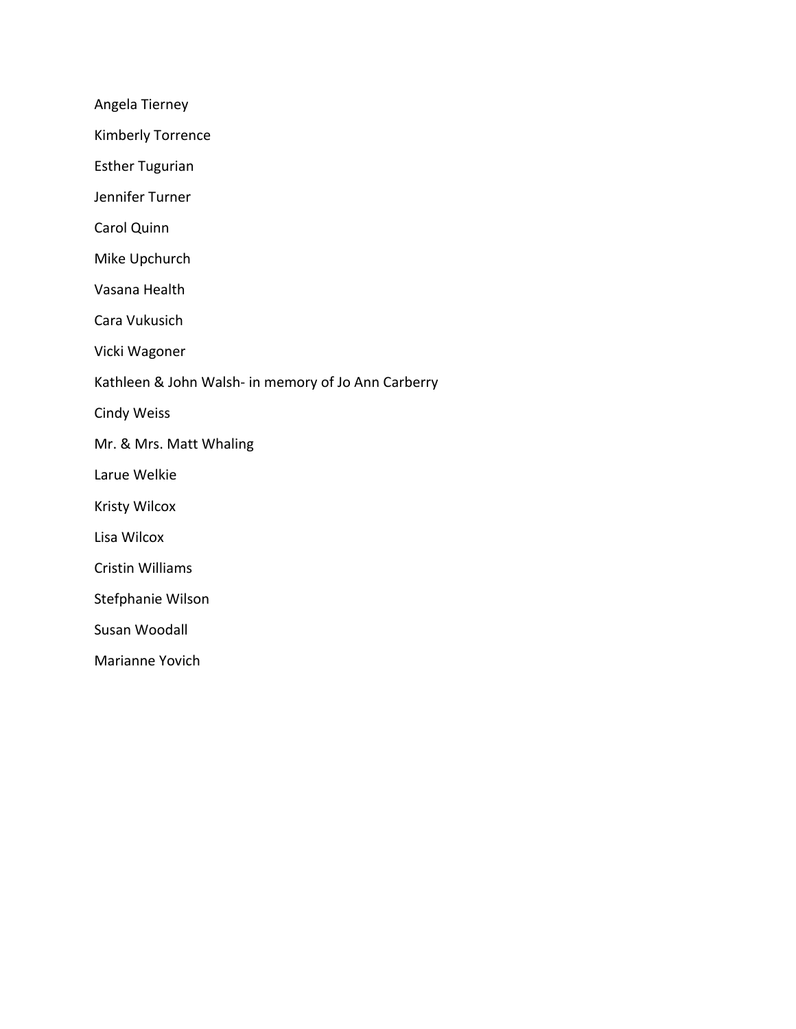Angela Tierney

Kimberly Torrence

Esther Tugurian

Jennifer Turner

Carol Quinn

Mike Upchurch

Vasana Health

Cara Vukusich

Vicki Wagoner

Kathleen & John Walsh- in memory of Jo Ann Carberry

Cindy Weiss

Mr. & Mrs. Matt Whaling

Larue Welkie

Kristy Wilcox

Lisa Wilcox

Cristin Williams

Stefphanie Wilson

Susan Woodall

Marianne Yovich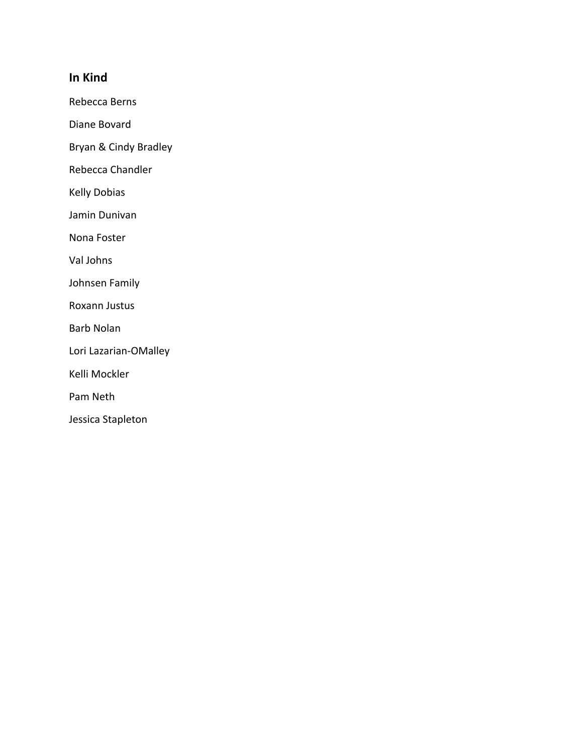## In Kind

Rebecca Berns

Diane Bovard

Bryan & Cindy Bradley

Rebecca Chandler

Kelly Dobias

Jamin Dunivan

Nona Foster

Val Johns

Johnsen Family

Roxann Justus

Barb Nolan

Lori Lazarian-OMalley

Kelli Mockler

Pam Neth

Jessica Stapleton